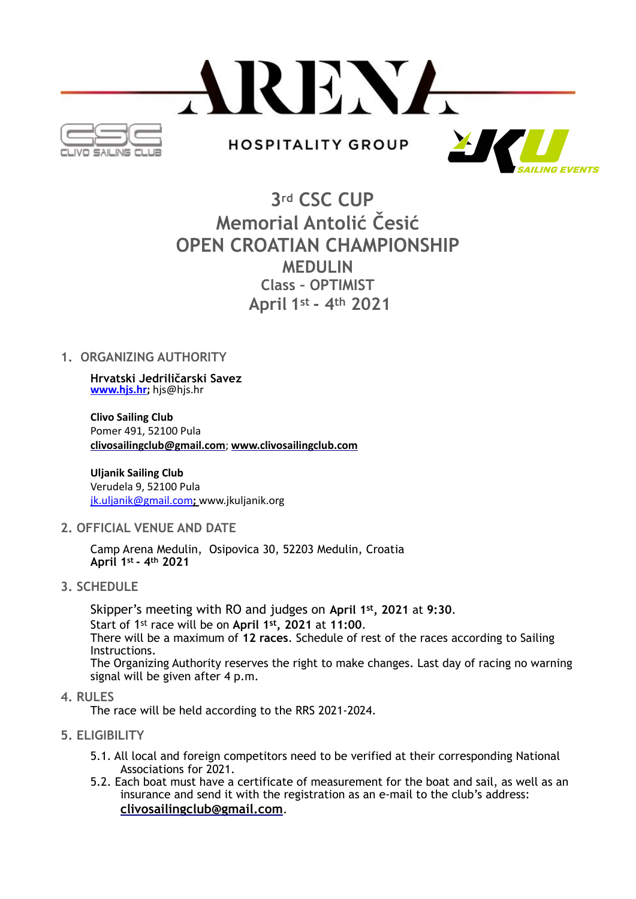ARENA

HOSPITALITY GROUP

CLIVO SAILING CLUB

JKU SAILING EVENTS

# 3rd CSC CUP
# Memorial Antolić Česić
# OPEN CROATIAN CHAMPIONSHIP
## MEDULIN
### Class – OPTIMIST
## April 1st - 4th 2021

## 1. ORGANIZING AUTHORITY

**Hrvatski Jedriličarski Savez**
**www.hjs.hr**; hjs@hjs.hr

**Clivo Sailing Club**
Pomer 491, 52100 Pula
**clivosailingclub@gmail.com**; **www.clivosailingclub.com**

**Uljanik Sailing Club**
Verudela 9, 52100 Pula
jk.uljanik@gmail.com; www.jkuljanik.org

## 2. OFFICIAL VENUE AND DATE

Camp Arena Medulin, Osipovica 30, 52203 Medulin, Croatia
**April 1st - 4th 2021**

## 3. SCHEDULE

Skipper's meeting with RO and judges on **April 1st, 2021** at **9:30**.
Start of 1st race will be on **April 1st, 2021** at **11:00**.
There will be a maximum of **12 races**. Schedule of rest of the races according to Sailing Instructions.
The Organizing Authority reserves the right to make changes. Last day of racing no warning signal will be given after 4 p.m.

## 4. RULES

The race will be held according to the RRS 2021-2024.

## 5. ELIGIBILITY

5.1. All local and foreign competitors need to be verified at their corresponding National Associations for 2021.

5.2. Each boat must have a certificate of measurement for the boat and sail, as well as an insurance and send it with the registration as an e-mail to the club's address: **clivosailingclub@gmail.com**.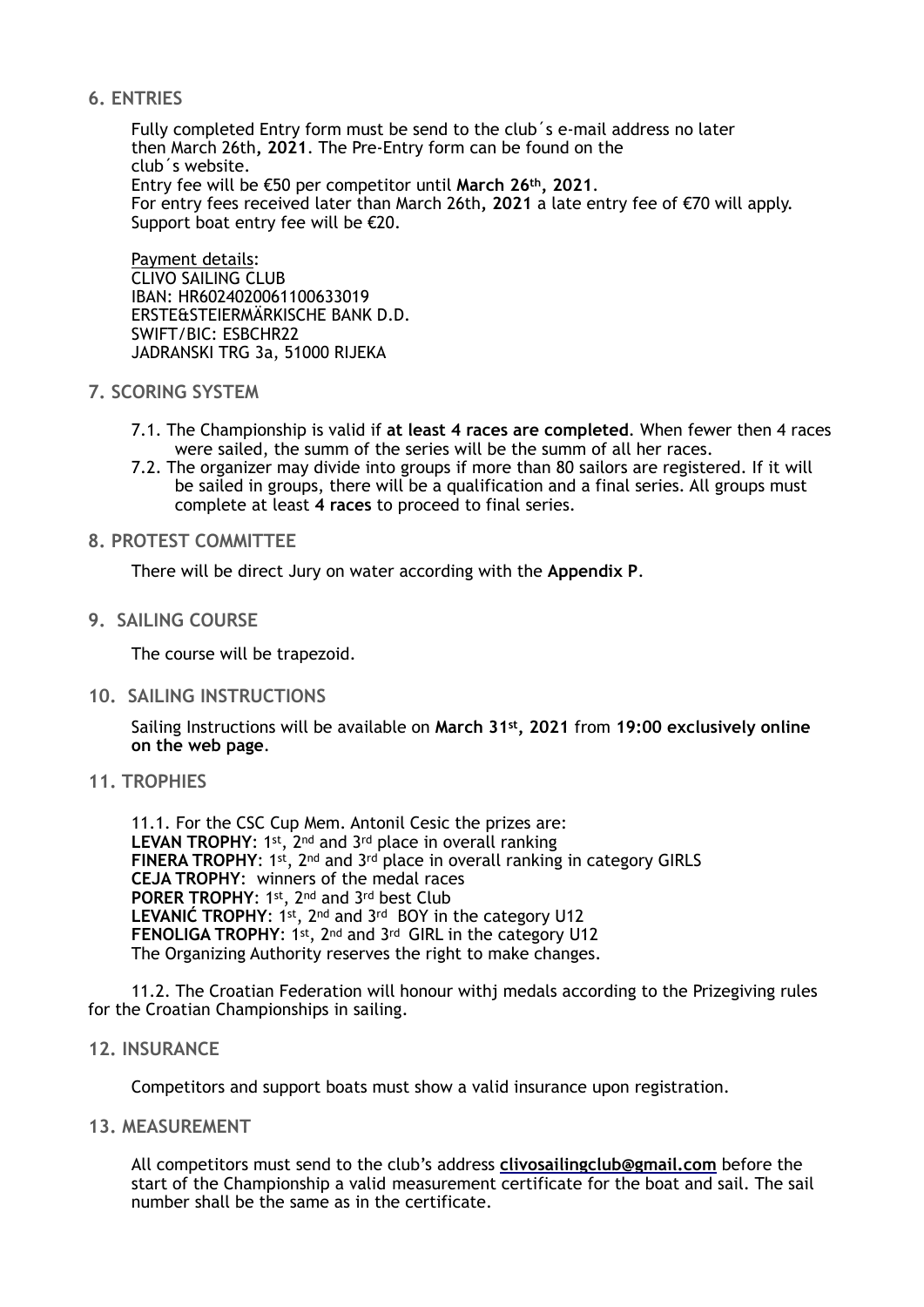## 6. ENTRIES

Fully completed Entry form must be send to the club´s e-mail address no later then March 26th**, 2021**. The Pre-Entry form can be found on the club´s website.
Entry fee will be €50 per competitor until **March 26th, 2021**.
For entry fees received later than March 26th**, 2021** a late entry fee of €70 will apply.
Support boat entry fee will be €20.

Payment details:
CLIVO SAILING CLUB
IBAN: HR6024020061100633019
ERSTE&STEIERMÄRKISCHE BANK D.D.
SWIFT/BIC: ESBCHR22
JADRANSKI TRG 3a, 51000 RIJEKA

## 7. SCORING SYSTEM

7.1. The Championship is valid if **at least 4 races are completed**. When fewer then 4 races were sailed, the summ of the series will be the summ of all her races.

7.2. The organizer may divide into groups if more than 80 sailors are registered. If it will be sailed in groups, there will be a qualification and a final series. All groups must complete at least **4 races** to proceed to final series.

## 8. PROTEST COMMITTEE

There will be direct Jury on water according with the **Appendix P**.

## 9. SAILING COURSE

The course will be trapezoid.

## 10. SAILING INSTRUCTIONS

Sailing Instructions will be available on **March 31st, 2021** from **19:00 exclusively online on the web page**.

## 11. TROPHIES

11.1. For the CSC Cup Mem. Antonil Cesic the prizes are:
**LEVAN TROPHY**: 1st, 2nd and 3rd place in overall ranking
**FINERA TROPHY**: 1st, 2nd and 3rd place in overall ranking in category GIRLS
**CEJA TROPHY**: winners of the medal races
**PORER TROPHY**: 1st, 2nd and 3rd best Club
**LEVANIĆ TROPHY**: 1st, 2nd and 3rd BOY in the category U12
**FENOLIGA TROPHY**: 1st, 2nd and 3rd GIRL in the category U12
The Organizing Authority reserves the right to make changes.

11.2. The Croatian Federation will honour withj medals according to the Prizegiving rules for the Croatian Championships in sailing.

## 12. INSURANCE

Competitors and support boats must show a valid insurance upon registration.

## 13. MEASUREMENT

All competitors must send to the club's address **clivosailingclub@gmail.com** before the start of the Championship a valid measurement certificate for the boat and sail. The sail number shall be the same as in the certificate.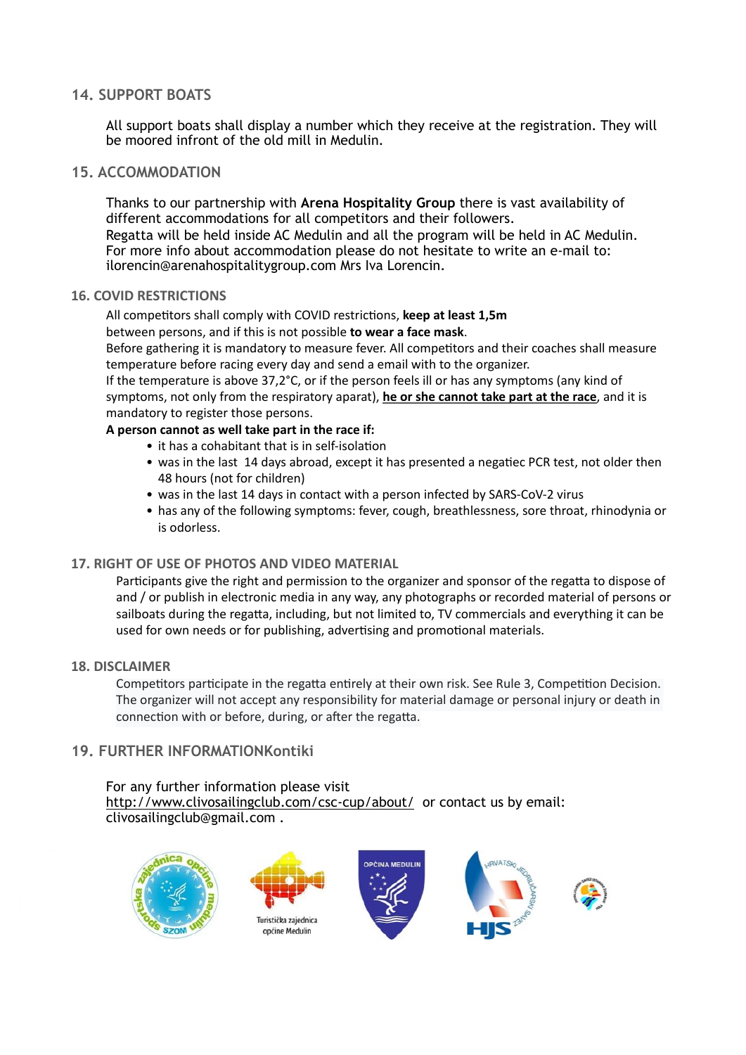## 14. SUPPORT BOATS

All support boats shall display a number which they receive at the registration. They will be moored infront of the old mill in Medulin.

## 15. ACCOMMODATION

Thanks to our partnership with **Arena Hospitality Group** there is vast availability of different accommodations for all competitors and their followers.
Regatta will be held inside AC Medulin and all the program will be held in AC Medulin.
For more info about accommodation please do not hesitate to write an e-mail to: ilorencin@arenahospitalitygroup.com Mrs Iva Lorencin.

## 16. COVID RESTRICTIONS

All competitors shall comply with COVID restrictions, **keep at least 1,5m** between persons, and if this is not possible **to wear a face mask**.
Before gathering it is mandatory to measure fever. All competitors and their coaches shall measure temperature before racing every day and send a email with to the organizer.
If the temperature is above 37,2°C, or if the person feels ill or has any symptoms (any kind of symptoms, not only from the respiratory aparat), **<u>he or she cannot take part at the race</u>**, and it is mandatory to register those persons.

**A person cannot as well take part in the race if:**

- it has a cohabitant that is in self-isolation
- was in the last 14 days abroad, except it has presented a negatiec PCR test, not older then 48 hours (not for children)
- was in the last 14 days in contact with a person infected by SARS-CoV-2 virus
- has any of the following symptoms: fever, cough, breathlessness, sore throat, rhinodynia or is odorless.

## 17. RIGHT OF USE OF PHOTOS AND VIDEO MATERIAL

Participants give the right and permission to the organizer and sponsor of the regatta to dispose of and / or publish in electronic media in any way, any photographs or recorded material of persons or sailboats during the regatta, including, but not limited to, TV commercials and everything it can be used for own needs or for publishing, advertising and promotional materials.

## 18. DISCLAIMER

Competitors participate in the regatta entirely at their own risk. See Rule 3, Competition Decision. The organizer will not accept any responsibility for material damage or personal injury or death in connection with or before, during, or after the regatta.

## 19. FURTHER INFORMATIONKontiki

For any further information please visit
http://www.clivosailingclub.com/csc-cup/about/ or contact us by email: clivosailingclub@gmail.com .